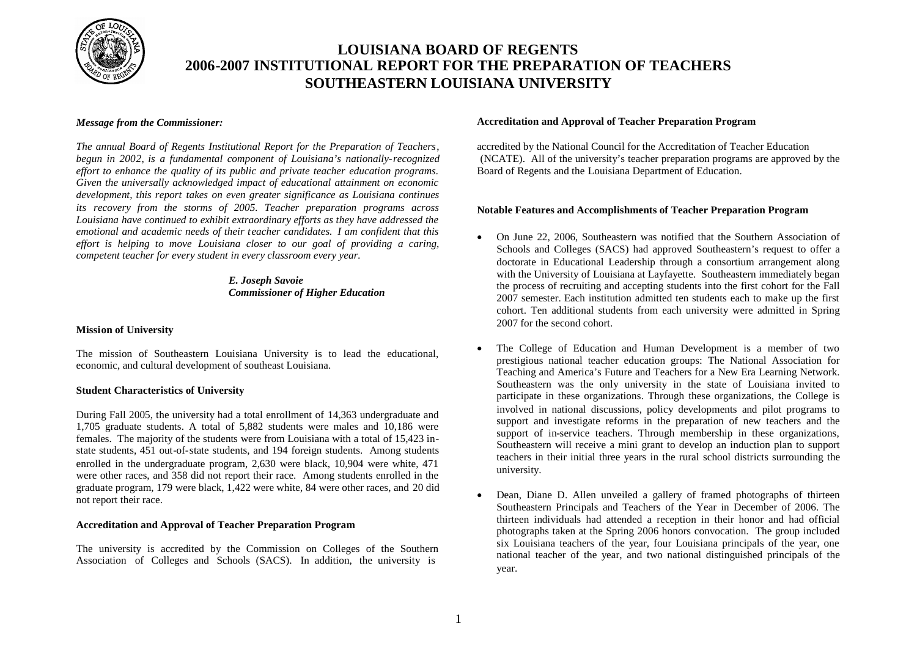# LOUISIANA BOARD OF REGENTS
# 2006-2007 INSTITUTIONAL REPORT FOR THE PREPARATION OF TEACHERS
# SOUTHEASTERN LOUISIANA UNIVERSITY

***Message from the Commissioner:***

*The annual Board of Regents Institutional Report for the Preparation of Teachers, begun in 2002, is a fundamental component of Louisiana's nationally-recognized effort to enhance the quality of its public and private teacher education programs. Given the universally acknowledged impact of educational attainment on economic development, this report takes on even greater significance as Louisiana continues its recovery from the storms of 2005. Teacher preparation programs across Louisiana have continued to exhibit extraordinary efforts as they have addressed the emotional and academic needs of their teacher candidates. I am confident that this effort is helping to move Louisiana closer to our goal of providing a caring, competent teacher for every student in every classroom every year.*

***E. Joseph Savoie***
***Commissioner of Higher Education***

**Mission of University**

The mission of Southeastern Louisiana University is to lead the educational, economic, and cultural development of southeast Louisiana.

**Student Characteristics of University**

During Fall 2005, the university had a total enrollment of 14,363 undergraduate and 1,705 graduate students. A total of 5,882 students were males and 10,186 were females. The majority of the students were from Louisiana with a total of 15,423 in-state students, 451 out-of-state students, and 194 foreign students. Among students enrolled in the undergraduate program, 2,630 were black, 10,904 were white, 471 were other races, and 358 did not report their race. Among students enrolled in the graduate program, 179 were black, 1,422 were white, 84 were other races, and 20 did not report their race.

**Accreditation and Approval of Teacher Preparation Program**

The university is accredited by the Commission on Colleges of the Southern Association of Colleges and Schools (SACS). In addition, the university is accredited by the National Council for the Accreditation of Teacher Education (NCATE). All of the university's teacher preparation programs are approved by the Board of Regents and the Louisiana Department of Education.

**Notable Features and Accomplishments of Teacher Preparation Program**

- On June 22, 2006, Southeastern was notified that the Southern Association of Schools and Colleges (SACS) had approved Southeastern's request to offer a doctorate in Educational Leadership through a consortium arrangement along with the University of Louisiana at Layfayette. Southeastern immediately began the process of recruiting and accepting students into the first cohort for the Fall 2007 semester. Each institution admitted ten students each to make up the first cohort. Ten additional students from each university were admitted in Spring 2007 for the second cohort.

- The College of Education and Human Development is a member of two prestigious national teacher education groups: The National Association for Teaching and America's Future and Teachers for a New Era Learning Network. Southeastern was the only university in the state of Louisiana invited to participate in these organizations. Through these organizations, the College is involved in national discussions, policy developments and pilot programs to support and investigate reforms in the preparation of new teachers and the support of in-service teachers. Through membership in these organizations, Southeastern will receive a mini grant to develop an induction plan to support teachers in their initial three years in the rural school districts surrounding the university.

- Dean, Diane D. Allen unveiled a gallery of framed photographs of thirteen Southeastern Principals and Teachers of the Year in December of 2006. The thirteen individuals had attended a reception in their honor and had official photographs taken at the Spring 2006 honors convocation. The group included six Louisiana teachers of the year, four Louisiana principals of the year, one national teacher of the year, and two national distinguished principals of the year.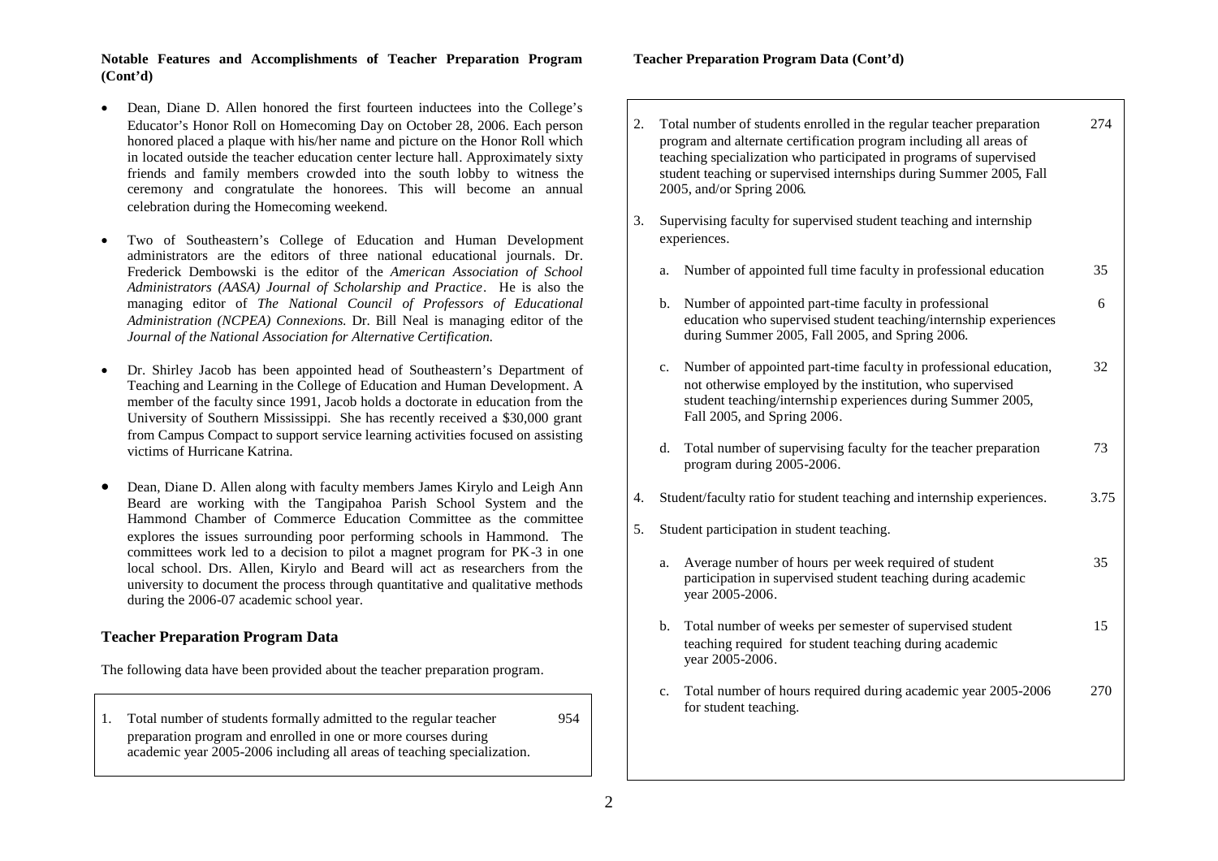**Notable Features and Accomplishments of Teacher Preparation Program (Cont'd)**

- Dean, Diane D. Allen honored the first fourteen inductees into the College's Educator's Honor Roll on Homecoming Day on October 28, 2006. Each person honored placed a plaque with his/her name and picture on the Honor Roll which in located outside the teacher education center lecture hall. Approximately sixty friends and family members crowded into the south lobby to witness the ceremony and congratulate the honorees. This will become an annual celebration during the Homecoming weekend.
- Two of Southeastern's College of Education and Human Development administrators are the editors of three national educational journals. Dr. Frederick Dembowski is the editor of the *American Association of School Administrators (AASA) Journal of Scholarship and Practice*. He is also the managing editor of *The National Council of Professors of Educational Administration (NCPEA) Connexions.* Dr. Bill Neal is managing editor of the *Journal of the National Association for Alternative Certification.*
- Dr. Shirley Jacob has been appointed head of Southeastern's Department of Teaching and Learning in the College of Education and Human Development. A member of the faculty since 1991, Jacob holds a doctorate in education from the University of Southern Mississippi. She has recently received a $30,000 grant from Campus Compact to support service learning activities focused on assisting victims of Hurricane Katrina.
- Dean, Diane D. Allen along with faculty members James Kirylo and Leigh Ann Beard are working with the Tangipahoa Parish School System and the Hammond Chamber of Commerce Education Committee as the committee explores the issues surrounding poor performing schools in Hammond. The committees work led to a decision to pilot a magnet program for PK-3 in one local school. Drs. Allen, Kirylo and Beard will act as researchers from the university to document the process through quantitative and qualitative methods during the 2006-07 academic school year.

## Teacher Preparation Program Data

The following data have been provided about the teacher preparation program.

1. Total number of students formally admitted to the regular teacher preparation program and enrolled in one or more courses during academic year 2005-2006 including all areas of teaching specialization. — 954

**Teacher Preparation Program Data (Cont'd)**

2. Total number of students enrolled in the regular teacher preparation program and alternate certification program including all areas of teaching specialization who participated in programs of supervised student teaching or supervised internships during Summer 2005, Fall 2005, and/or Spring 2006. — 274

3. Supervising faculty for supervised student teaching and internship experiences.
   a. Number of appointed full time faculty in professional education — 35
   b. Number of appointed part-time faculty in professional education who supervised student teaching/internship experiences during Summer 2005, Fall 2005, and Spring 2006. — 6
   c. Number of appointed part-time faculty in professional education, not otherwise employed by the institution, who supervised student teaching/internship experiences during Summer 2005, Fall 2005, and Spring 2006. — 32
   d. Total number of supervising faculty for the teacher preparation program during 2005-2006. — 73

4. Student/faculty ratio for student teaching and internship experiences. — 3.75

5. Student participation in student teaching.
   a. Average number of hours per week required of student participation in supervised student teaching during academic year 2005-2006. — 35
   b. Total number of weeks per semester of supervised student teaching required for student teaching during academic year 2005-2006. — 15
   c. Total number of hours required during academic year 2005-2006 for student teaching. — 270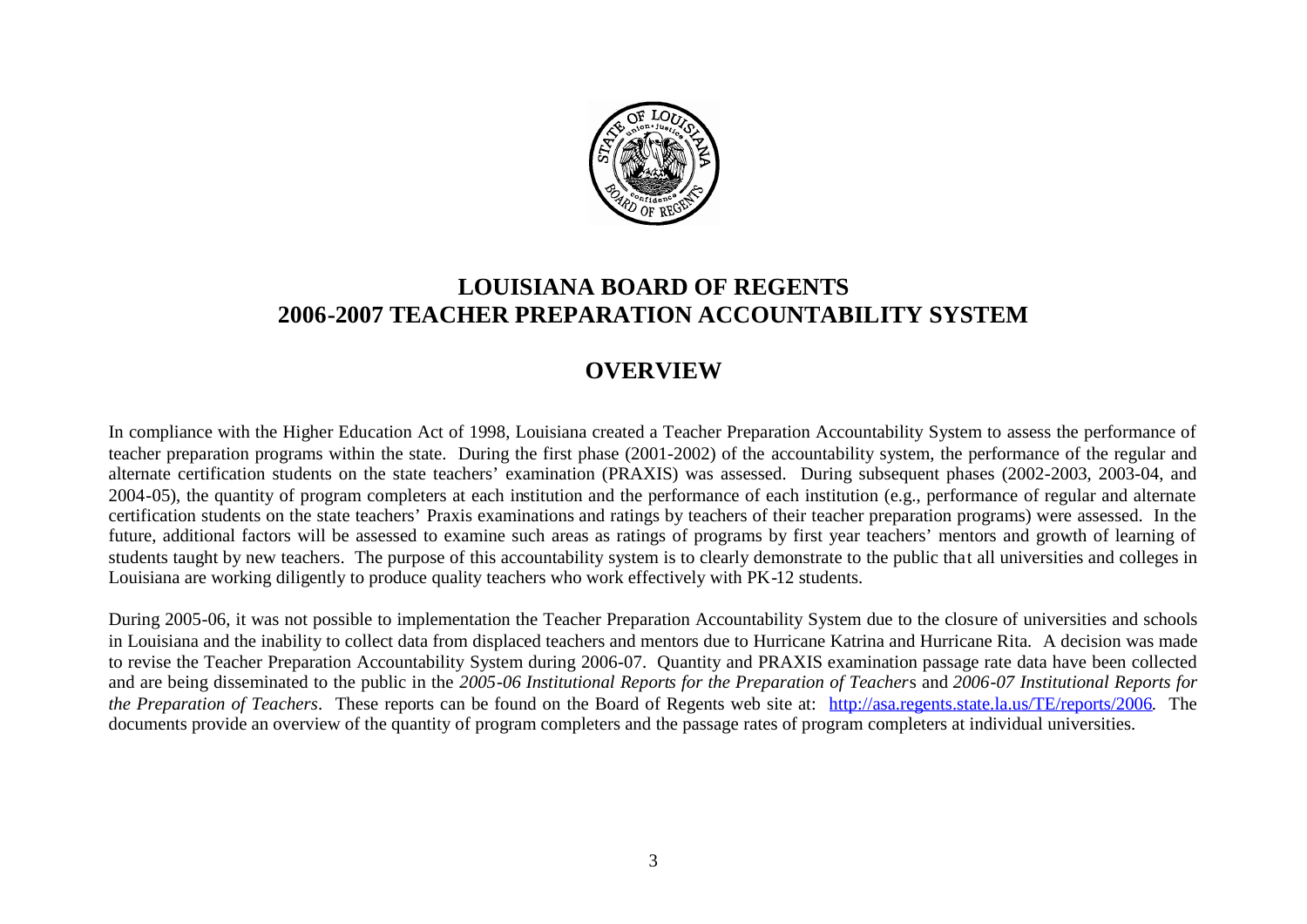# LOUISIANA BOARD OF REGENTS
# 2006-2007 TEACHER PREPARATION ACCOUNTABILITY SYSTEM

## OVERVIEW

In compliance with the Higher Education Act of 1998, Louisiana created a Teacher Preparation Accountability System to assess the performance of teacher preparation programs within the state. During the first phase (2001-2002) of the accountability system, the performance of the regular and alternate certification students on the state teachers' examination (PRAXIS) was assessed. During subsequent phases (2002-2003, 2003-04, and 2004-05), the quantity of program completers at each institution and the performance of each institution (e.g., performance of regular and alternate certification students on the state teachers' Praxis examinations and ratings by teachers of their teacher preparation programs) were assessed. In the future, additional factors will be assessed to examine such areas as ratings of programs by first year teachers' mentors and growth of learning of students taught by new teachers. The purpose of this accountability system is to clearly demonstrate to the public that all universities and colleges in Louisiana are working diligently to produce quality teachers who work effectively with PK-12 students.

During 2005-06, it was not possible to implementation the Teacher Preparation Accountability System due to the closure of universities and schools in Louisiana and the inability to collect data from displaced teachers and mentors due to Hurricane Katrina and Hurricane Rita. A decision was made to revise the Teacher Preparation Accountability System during 2006-07. Quantity and PRAXIS examination passage rate data have been collected and are being disseminated to the public in the *2005-06 Institutional Reports for the Preparation of Teachers* and *2006-07 Institutional Reports for the Preparation of Teachers*. These reports can be found on the Board of Regents web site at: http://asa.regents.state.la.us/TE/reports/2006. The documents provide an overview of the quantity of program completers and the passage rates of program completers at individual universities.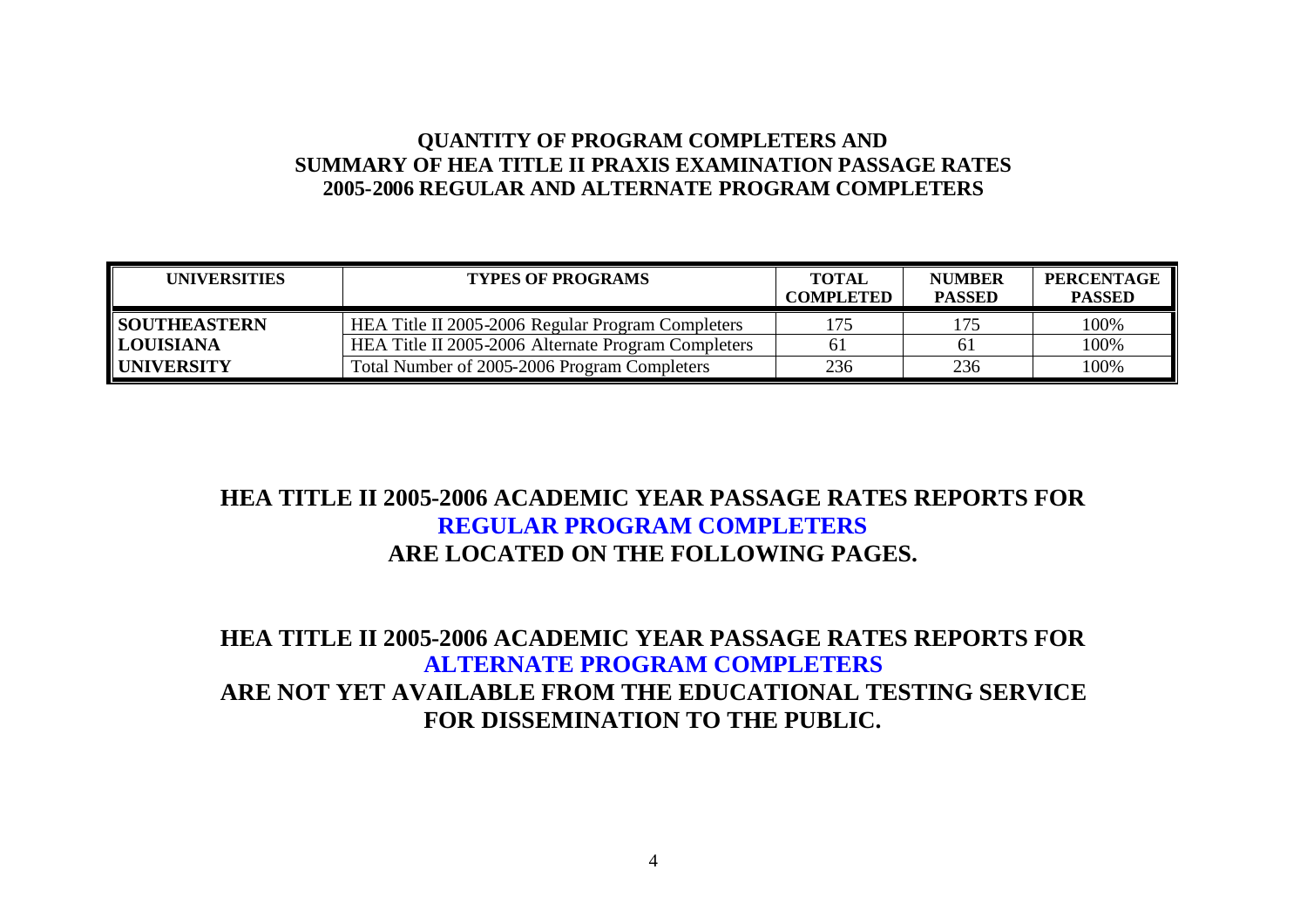## QUANTITY OF PROGRAM COMPLETERS AND SUMMARY OF HEA TITLE II PRAXIS EXAMINATION PASSAGE RATES 2005-2006 REGULAR AND ALTERNATE PROGRAM COMPLETERS

| UNIVERSITIES | TYPES OF PROGRAMS | TOTAL COMPLETED | NUMBER PASSED | PERCENTAGE PASSED |
|---|---|---|---|---|
| **SOUTHEASTERN** | HEA Title II 2005-2006 Regular Program Completers | 175 | 175 | 100% |
| **LOUISIANA** | HEA Title II 2005-2006 Alternate Program Completers | 61 | 61 | 100% |
| **UNIVERSITY** | Total Number of 2005-2006 Program Completers | 236 | 236 | 100% |

## HEA TITLE II 2005-2006 ACADEMIC YEAR PASSAGE RATES REPORTS FOR REGULAR PROGRAM COMPLETERS ARE LOCATED ON THE FOLLOWING PAGES.

## HEA TITLE II 2005-2006 ACADEMIC YEAR PASSAGE RATES REPORTS FOR ALTERNATE PROGRAM COMPLETERS ARE NOT YET AVAILABLE FROM THE EDUCATIONAL TESTING SERVICE FOR DISSEMINATION TO THE PUBLIC.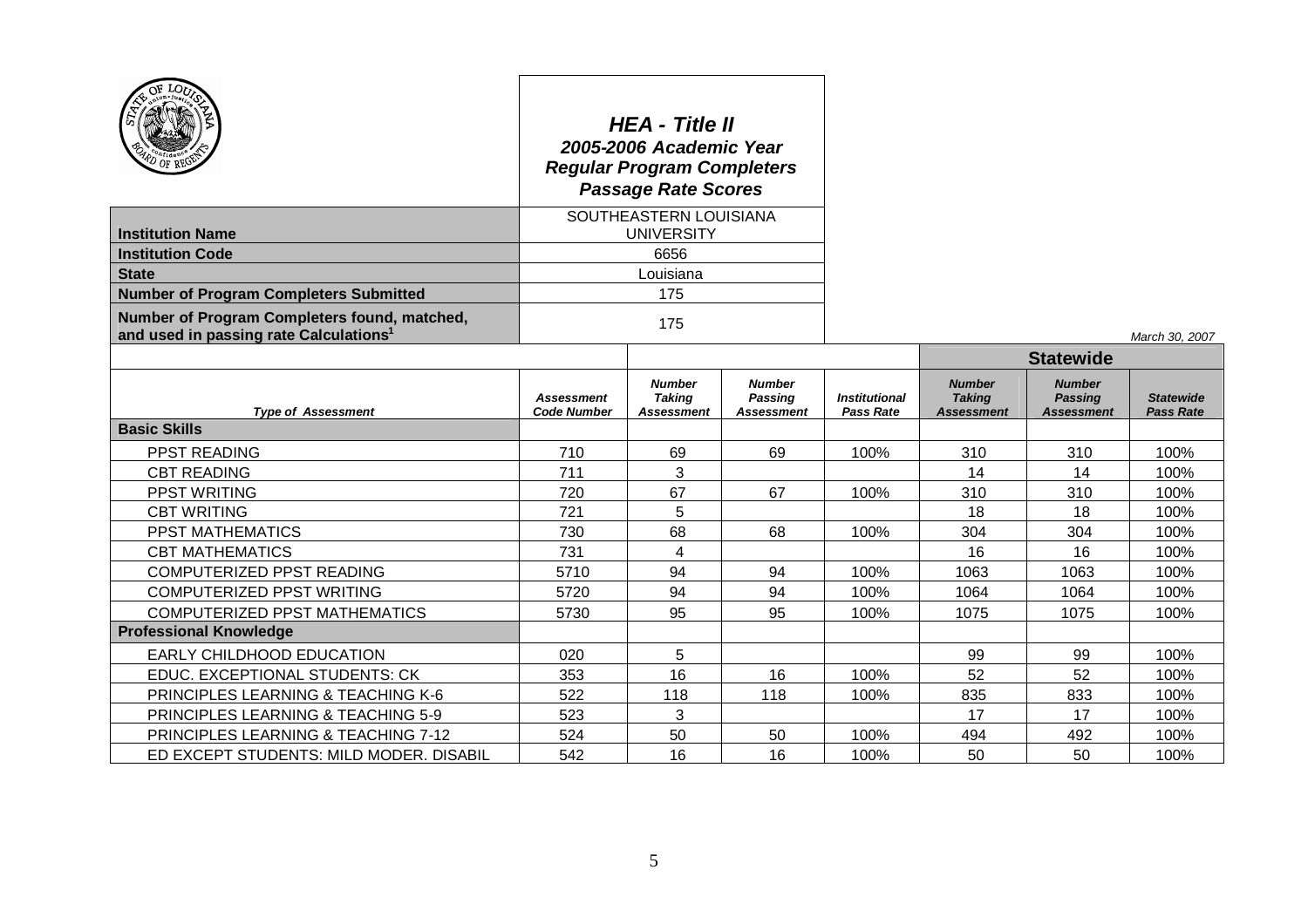# HEA - Title II

## 2005-2006 Academic Year

## Regular Program Completers

## Passage Rate Scores

| | |
|---|---|
| **Institution Name** | SOUTHEASTERN LOUISIANA UNIVERSITY |
| **Institution Code** | 6656 |
| **State** | Louisiana |
| **Number of Program Completers Submitted** | 175 |
| **Number of Program Completers found, matched, and used in passing rate Calculations[1]** | 175 |

*March 30, 2007*

| | | | | | Statewide | | |
|---|---|---|---|---|---|---|---|
| ***Type of Assessment*** | ***Assessment Code Number*** | ***Number Taking Assessment*** | ***Number Passing Assessment*** | ***Institutional Pass Rate*** | ***Number Taking Assessment*** | ***Number Passing Assessment*** | ***Statewide Pass Rate*** |
| **Basic Skills** | | | | | | | |
| PPST READING | 710 | 69 | 69 | 100% | 310 | 310 | 100% |
| CBT READING | 711 | 3 | | | 14 | 14 | 100% |
| PPST WRITING | 720 | 67 | 67 | 100% | 310 | 310 | 100% |
| CBT WRITING | 721 | 5 | | | 18 | 18 | 100% |
| PPST MATHEMATICS | 730 | 68 | 68 | 100% | 304 | 304 | 100% |
| CBT MATHEMATICS | 731 | 4 | | | 16 | 16 | 100% |
| COMPUTERIZED PPST READING | 5710 | 94 | 94 | 100% | 1063 | 1063 | 100% |
| COMPUTERIZED PPST WRITING | 5720 | 94 | 94 | 100% | 1064 | 1064 | 100% |
| COMPUTERIZED PPST MATHEMATICS | 5730 | 95 | 95 | 100% | 1075 | 1075 | 100% |
| **Professional Knowledge** | | | | | | | |
| EARLY CHILDHOOD EDUCATION | 020 | 5 | | | 99 | 99 | 100% |
| EDUC. EXCEPTIONAL STUDENTS: CK | 353 | 16 | 16 | 100% | 52 | 52 | 100% |
| PRINCIPLES LEARNING & TEACHING K-6 | 522 | 118 | 118 | 100% | 835 | 833 | 100% |
| PRINCIPLES LEARNING & TEACHING 5-9 | 523 | 3 | | | 17 | 17 | 100% |
| PRINCIPLES LEARNING & TEACHING 7-12 | 524 | 50 | 50 | 100% | 494 | 492 | 100% |
| ED EXCEPT STUDENTS: MILD MODER. DISABIL | 542 | 16 | 16 | 100% | 50 | 50 | 100% |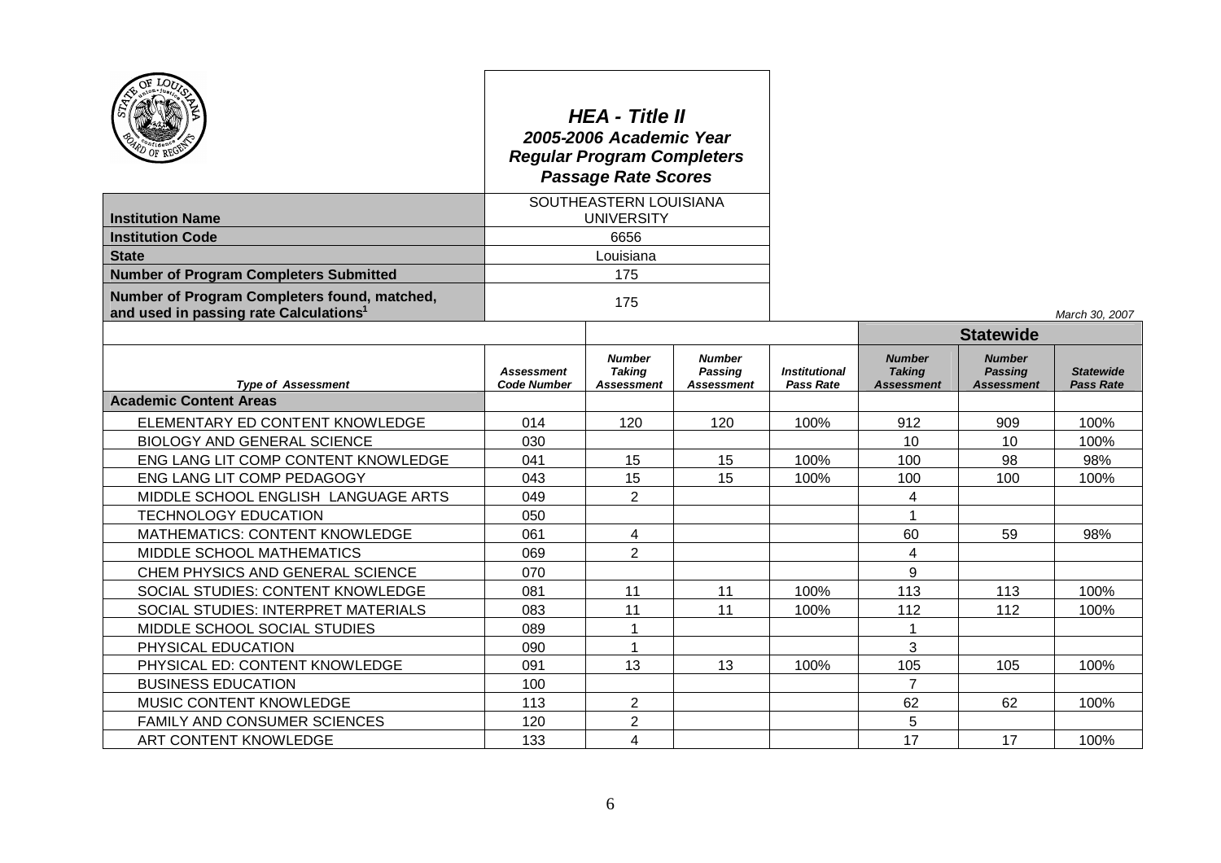# HEA - Title II

## 2005-2006 Academic Year
## Regular Program Completers
## Passage Rate Scores

| | |
|---|---|
| **Institution Name** | SOUTHEASTERN LOUISIANA UNIVERSITY |
| **Institution Code** | 6656 |
| **State** | Louisiana |
| **Number of Program Completers Submitted** | 175 |
| **Number of Program Completers found, matched, and used in passing rate Calculations**[1] | 175 |

*March 30, 2007*

| | | | | | Statewide | | |
|---|---|---|---|---|---|---|---|
| *Type of Assessment* | *Assessment Code Number* | *Number Taking Assessment* | *Number Passing Assessment* | *Institutional Pass Rate* | *Number Taking Assessment* | *Number Passing Assessment* | *Statewide Pass Rate* |
| **Academic Content Areas** | | | | | | | |
| ELEMENTARY ED CONTENT KNOWLEDGE | 014 | 120 | 120 | 100% | 912 | 909 | 100% |
| BIOLOGY AND GENERAL SCIENCE | 030 | | | | 10 | 10 | 100% |
| ENG LANG LIT COMP CONTENT KNOWLEDGE | 041 | 15 | 15 | 100% | 100 | 98 | 98% |
| ENG LANG LIT COMP PEDAGOGY | 043 | 15 | 15 | 100% | 100 | 100 | 100% |
| MIDDLE SCHOOL ENGLISH LANGUAGE ARTS | 049 | 2 | | | 4 | | |
| TECHNOLOGY EDUCATION | 050 | | | | 1 | | |
| MATHEMATICS: CONTENT KNOWLEDGE | 061 | 4 | | | 60 | 59 | 98% |
| MIDDLE SCHOOL MATHEMATICS | 069 | 2 | | | 4 | | |
| CHEM PHYSICS AND GENERAL SCIENCE | 070 | | | | 9 | | |
| SOCIAL STUDIES: CONTENT KNOWLEDGE | 081 | 11 | 11 | 100% | 113 | 113 | 100% |
| SOCIAL STUDIES: INTERPRET MATERIALS | 083 | 11 | 11 | 100% | 112 | 112 | 100% |
| MIDDLE SCHOOL SOCIAL STUDIES | 089 | 1 | | | 1 | | |
| PHYSICAL EDUCATION | 090 | 1 | | | 3 | | |
| PHYSICAL ED: CONTENT KNOWLEDGE | 091 | 13 | 13 | 100% | 105 | 105 | 100% |
| BUSINESS EDUCATION | 100 | | | | 7 | | |
| MUSIC CONTENT KNOWLEDGE | 113 | 2 | | | 62 | 62 | 100% |
| FAMILY AND CONSUMER SCIENCES | 120 | 2 | | | 5 | | |
| ART CONTENT KNOWLEDGE | 133 | 4 | | | 17 | 17 | 100% |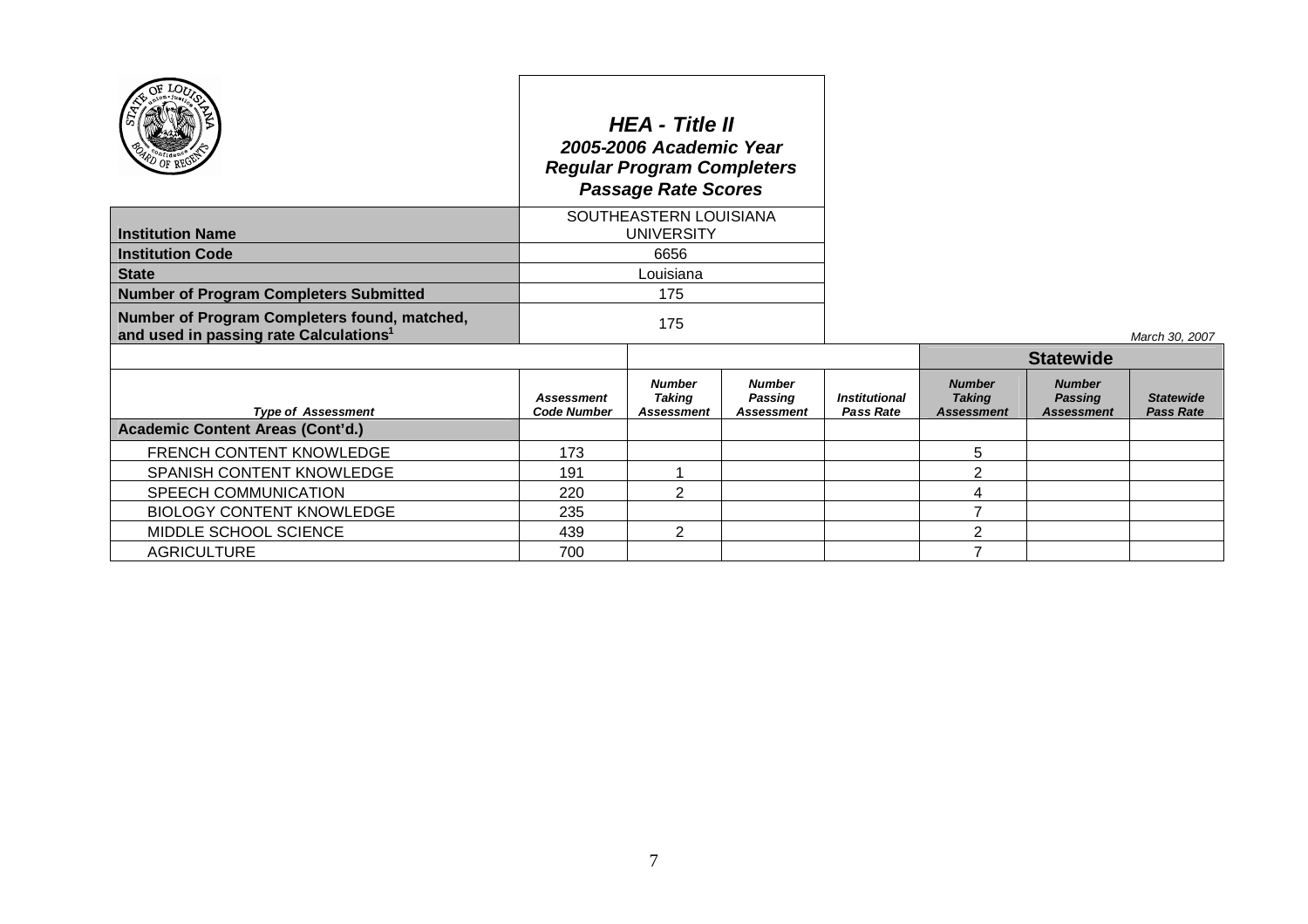# HEA - Title II
## 2005-2006 Academic Year
## Regular Program Completers
## Passage Rate Scores

| | |
|---|---|
| **Institution Name** | SOUTHEASTERN LOUISIANA UNIVERSITY |
| **Institution Code** | 6656 |
| **State** | Louisiana |
| **Number of Program Completers Submitted** | 175 |
| **Number of Program Completers found, matched, and used in passing rate Calculations**[1] | 175 |

*March 30, 2007*

| | | | | | Statewide | | |
|---|---|---|---|---|---|---|---|
| ***Type of Assessment*** | ***Assessment Code Number*** | ***Number Taking Assessment*** | ***Number Passing Assessment*** | ***Institutional Pass Rate*** | ***Number Taking Assessment*** | ***Number Passing Assessment*** | ***Statewide Pass Rate*** |
| **Academic Content Areas (Cont'd.)** | | | | | | | |
| FRENCH CONTENT KNOWLEDGE | 173 | | | | 5 | | |
| SPANISH CONTENT KNOWLEDGE | 191 | 1 | | | 2 | | |
| SPEECH COMMUNICATION | 220 | 2 | | | 4 | | |
| BIOLOGY CONTENT KNOWLEDGE | 235 | | | | 7 | | |
| MIDDLE SCHOOL SCIENCE | 439 | 2 | | | 2 | | |
| AGRICULTURE | 700 | | | | 7 | | |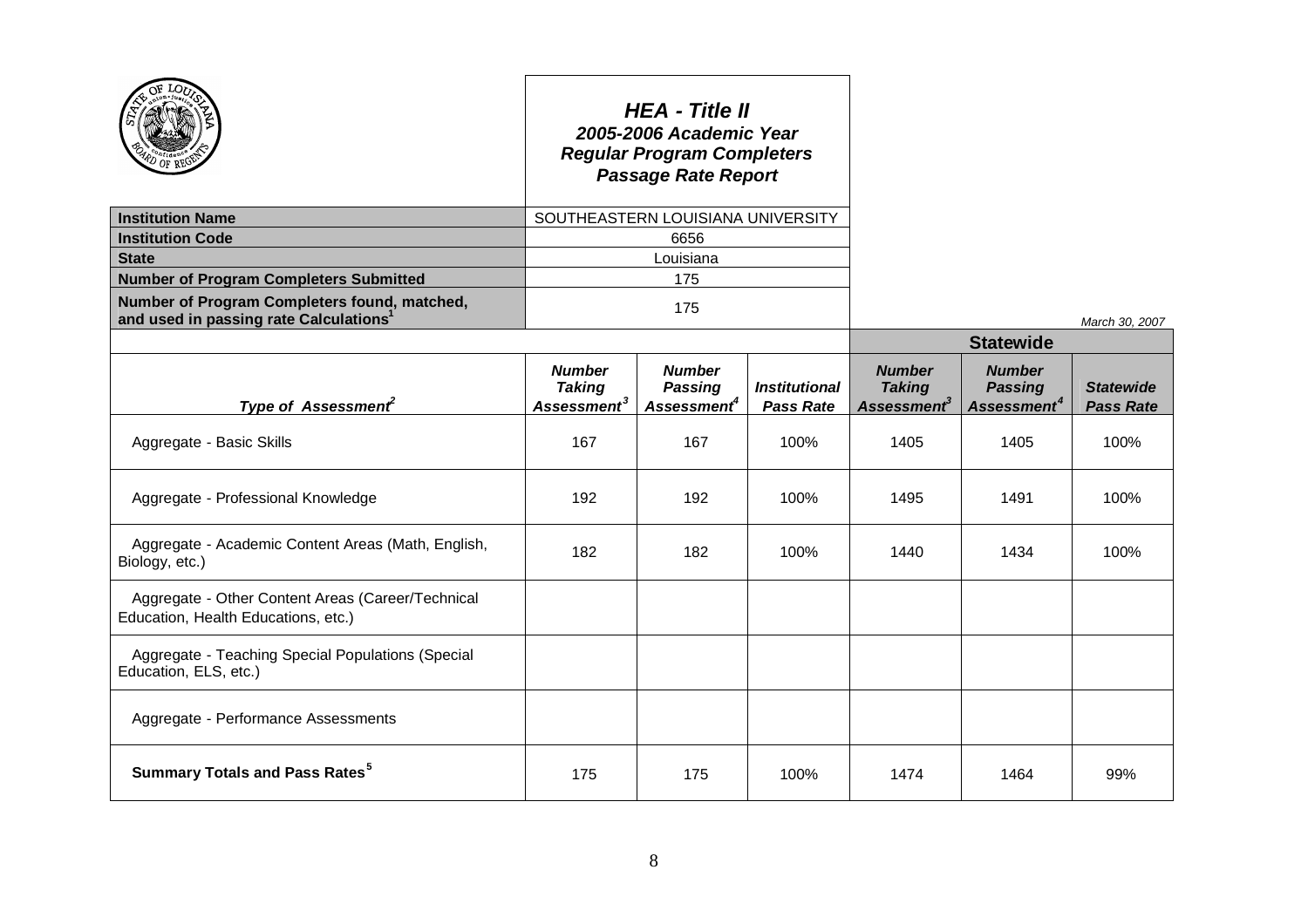# HEA - Title II
## 2005-2006 Academic Year
## Regular Program Completers
## Passage Rate Report

| | |
|---|---|
| **Institution Name** | SOUTHEASTERN LOUISIANA UNIVERSITY |
| **Institution Code** | 6656 |
| **State** | Louisiana |
| **Number of Program Completers Submitted** | 175 |
| **Number of Program Completers found, matched, and used in passing rate Calculations[1]** | 175 |

*March 30, 2007*

| | | | | Statewide | | |
|---|---|---|---|---|---|---|
| ***Type of Assessment[2]*** | ***Number Taking Assessment[3]*** | ***Number Passing Assessment[4]*** | ***Institutional Pass Rate*** | ***Number Taking Assessment[3]*** | ***Number Passing Assessment[4]*** | ***Statewide Pass Rate*** |
| Aggregate - Basic Skills | 167 | 167 | 100% | 1405 | 1405 | 100% |
| Aggregate - Professional Knowledge | 192 | 192 | 100% | 1495 | 1491 | 100% |
| Aggregate - Academic Content Areas (Math, English, Biology, etc.) | 182 | 182 | 100% | 1440 | 1434 | 100% |
| Aggregate - Other Content Areas (Career/Technical Education, Health Educations, etc.) | | | | | | |
| Aggregate - Teaching Special Populations (Special Education, ELS, etc.) | | | | | | |
| Aggregate - Performance Assessments | | | | | | |
| **Summary Totals and Pass Rates[5]** | 175 | 175 | 100% | 1474 | 1464 | 99% |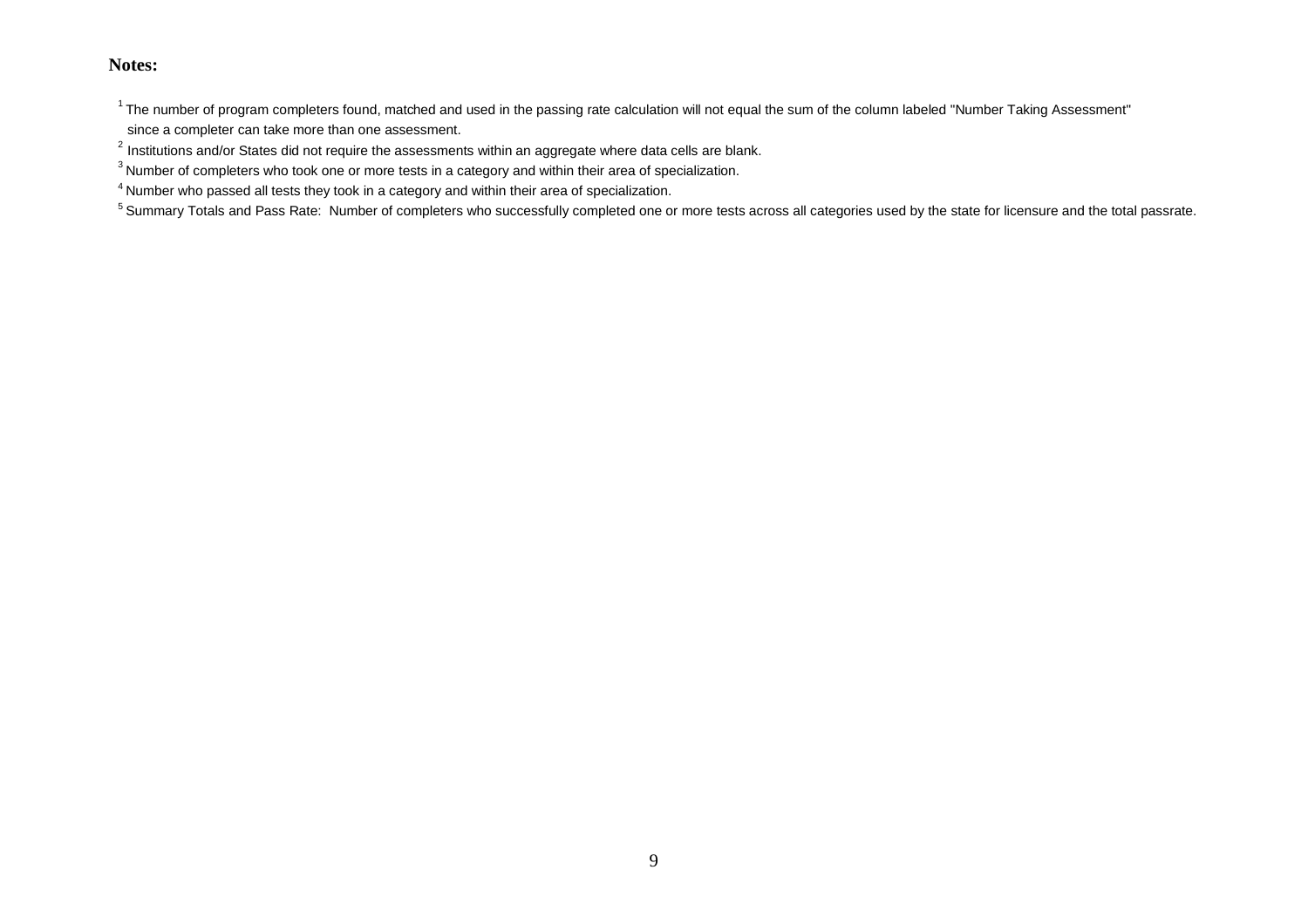**Notes:**

[1] The number of program completers found, matched and used in the passing rate calculation will not equal the sum of the column labeled "Number Taking Assessment" since a completer can take more than one assessment.

[2] Institutions and/or States did not require the assessments within an aggregate where data cells are blank.

[3] Number of completers who took one or more tests in a category and within their area of specialization.

[4] Number who passed all tests they took in a category and within their area of specialization.

[5] Summary Totals and Pass Rate: Number of completers who successfully completed one or more tests across all categories used by the state for licensure and the total passrate.